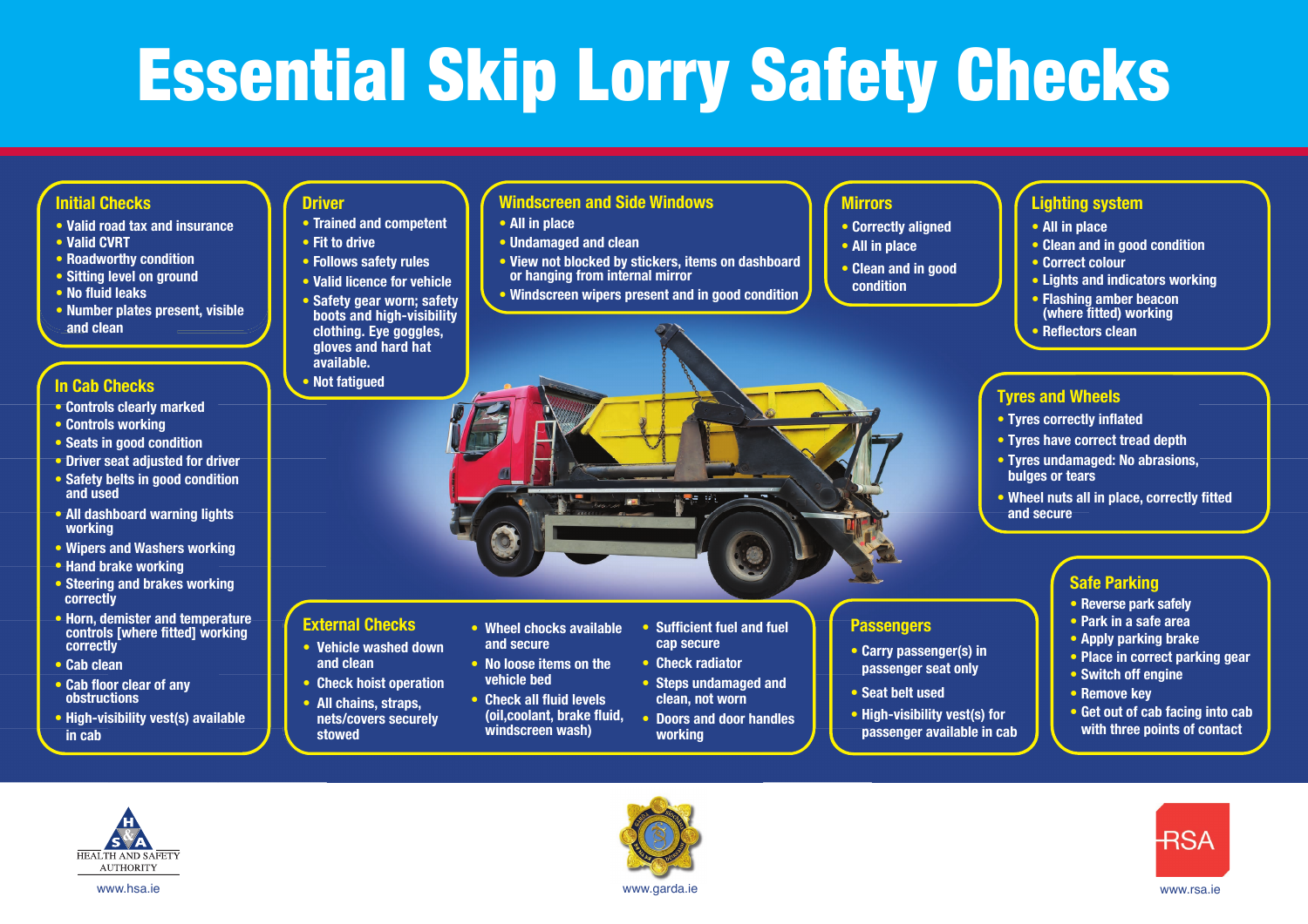# Essential Skip Lorry Safety Checks

## Initial Checks

- Valid road tax and insurance
- Valid CVRT
- Roadworthy condition
- Sitting level on ground
- No fluid leaks
- Number plates present, visible and clean

## In Cab Checks

- Controls clearly marked
- Controls working
- Seats in good condition
- Driver seat adjusted for driver
- Safety belts in good condition and used
- All dashboard warning lights working
- Wipers and Washers working
- Hand brake working
- Steering and brakes working correctly
- Horn, demister and temperature controls [where fitted] working correctly
- Cab clean
- Cab floor clear of any obstructions
- High-visibility vest(s) available in cab

## Driver

- Trained and competent
- Fit to drive
- Follows safety rules
- Valid licence for vehicle
- Safety gear worn; safety boots and high-visibility clothing. Eye goggles, gloves and hard hat available.
- Not fatigued

## Windscreen and Side Windows

- All in place
- Undamaged and clean
- View not blocked by stickers, items on dashboard or hanging from internal mirror
- Windscreen wipers present and in good condition

## Mirrors

- Correctly aligned
- All in place
- Clean and in good condition

## Lighting system

- All in place
- Clean and in good condition
- Correct colour
- Lights and indicators working
- Flashing amber beacon (where fitted) working
- Reflectors clean

## Tyres and Wheels

- Tyres correctly inflated
- Tyres have correct tread depth
- Tyres undamaged: No abrasions, bulges or tears
- Wheel nuts all in place, correctly fitted and secure

## External Checks

- Vehicle washed down and clean
- Check hoist operation
- All chains, straps, nets/covers securely stowed
- Wheel chocks available and secure
- No loose items on the vehicle bed
- Check all fluid levels (oil,coolant, brake fluid, windscreen wash)
- Sufficient fuel and fuel cap secure
- Check radiator
- Steps undamaged and clean, not worn
- Doors and door handles working

## Passengers

- Carry passenger(s) in passenger seat only
- Seat belt used
- High-visibility vest(s) for passenger available in cab

## Safe Parking

- Reverse park safely
- Park in a safe area
- Apply parking brake
- Place in correct parking gear
- Switch off engine
- Remove key
- Get out of cab facing into cab with three points of contact

HEALTH AND SAFETY AUTHORITY www.hsa.ie

www.garda.ie

RSA www.rsa.ie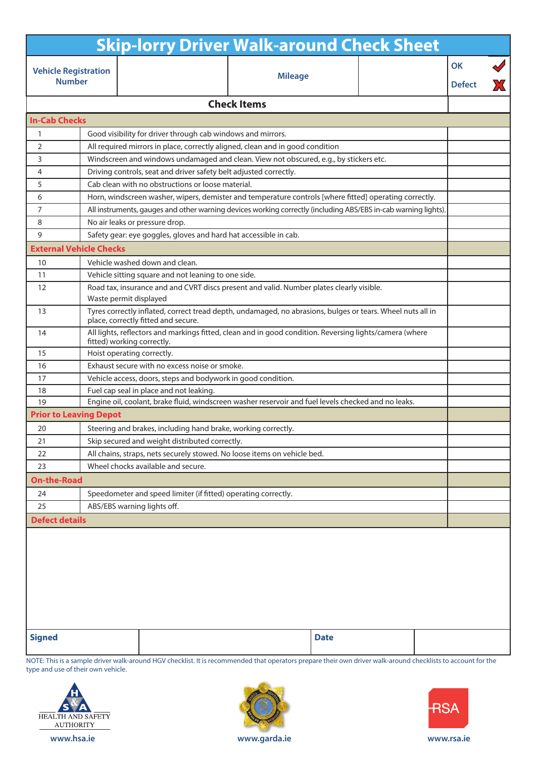# Skip-lorry Driver Walk-around Check Sheet

| Vehicle Registration Number | | Mileage | | OK ✔ / Defect ✘ |
|---|---|---|---|---|

| Check Items | | |
|---|---|---|
| **In-Cab Checks** | | |
| 1 | Good visibility for driver through cab windows and mirrors. | |
| 2 | All required mirrors in place, correctly aligned, clean and in good condition | |
| 3 | Windscreen and windows undamaged and clean. View not obscured, e.g., by stickers etc. | |
| 4 | Driving controls, seat and driver safety belt adjusted correctly. | |
| 5 | Cab clean with no obstructions or loose material. | |
| 6 | Horn, windscreen washer, wipers, demister and temperature controls [where fitted] operating correctly. | |
| 7 | All instruments, gauges and other warning devices working correctly (including ABS/EBS in-cab warning lights). | |
| 8 | No air leaks or pressure drop. | |
| 9 | Safety gear: eye goggles, gloves and hard hat accessible in cab. | |
| **External Vehicle Checks** | | |
| 10 | Vehicle washed down and clean. | |
| 11 | Vehicle sitting square and not leaning to one side. | |
| 12 | Road tax, insurance and and CVRT discs present and valid. Number plates clearly visible. Waste permit displayed | |
| 13 | Tyres correctly inflated, correct tread depth, undamaged, no abrasions, bulges or tears. Wheel nuts all in place, correctly fitted and secure. | |
| 14 | All lights, reflectors and markings fitted, clean and in good condition. Reversing lights/camera (where fitted) working correctly. | |
| 15 | Hoist operating correctly. | |
| 16 | Exhaust secure with no excess noise or smoke. | |
| 17 | Vehicle access, doors, steps and bodywork in good condition. | |
| 18 | Fuel cap seal in place and not leaking. | |
| 19 | Engine oil, coolant, brake fluid, windscreen washer reservoir and fuel levels checked and no leaks. | |
| **Prior to Leaving Depot** | | |
| 20 | Steering and brakes, including hand brake, working correctly. | |
| 21 | Skip secured and weight distributed correctly. | |
| 22 | All chains, straps, nets securely stowed. No loose items on vehicle bed. | |
| 23 | Wheel chocks available and secure. | |
| **On-the-Road** | | |
| 24 | Speedometer and speed limiter (if fitted) operating correctly. | |
| 25 | ABS/EBS warning lights off. | |
| **Defect details** | | |

| Signed | | Date | |
|---|---|---|---|

NOTE: This is a sample driver walk-around HGV checklist. It is recommended that operators prepare their own driver walk-around checklists to account for the type and use of their own vehicle.

HEALTH AND SAFETY AUTHORITY
www.hsa.ie

www.garda.ie

RSA
www.rsa.ie